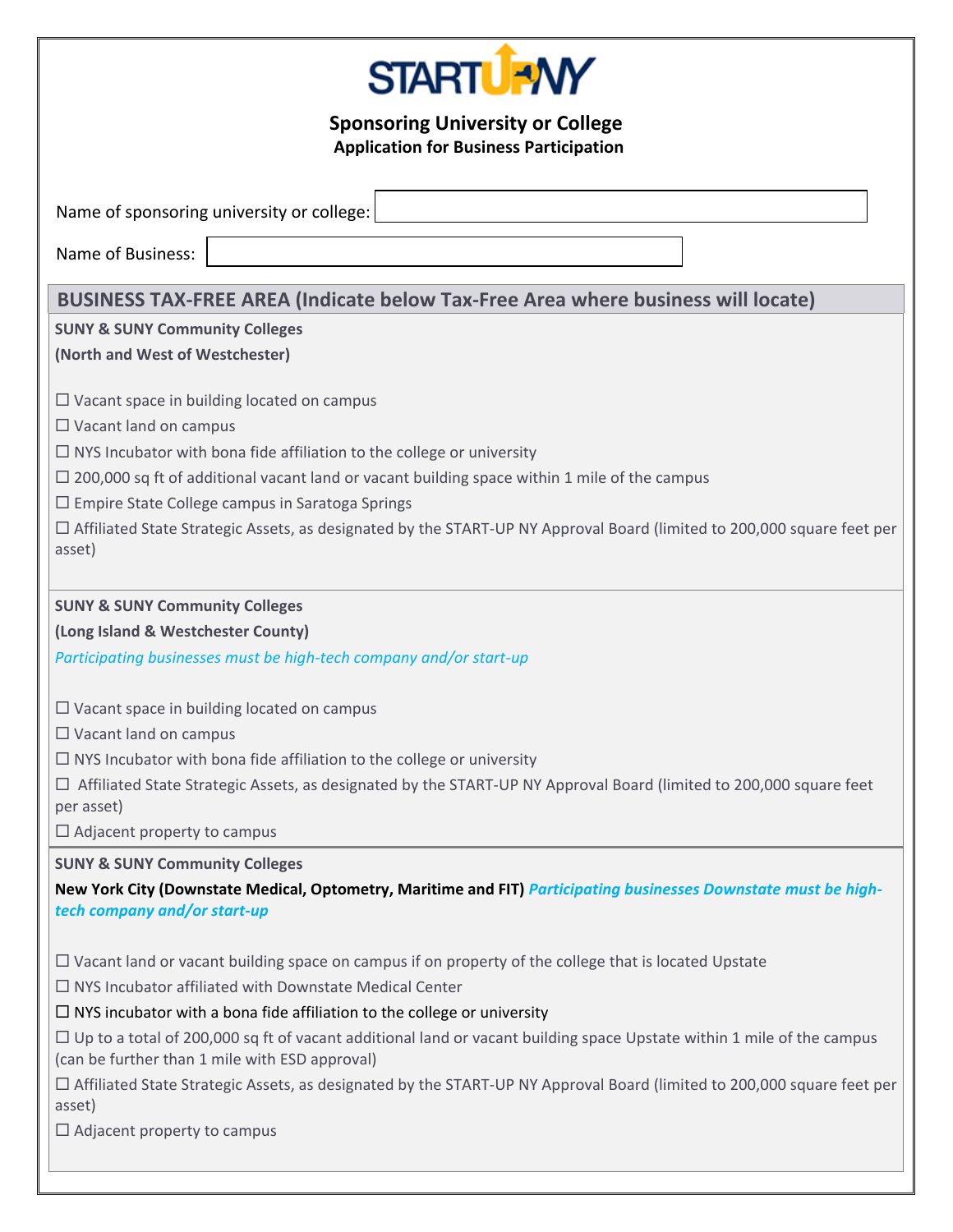# START-UP NY

## Sponsoring University or College

### Application for Business Participation

Name of sponsoring university or college: 

Name of Business: 

## BUSINESS TAX-FREE AREA (Indicate below Tax-Free Area where business will locate)

**SUNY & SUNY Community Colleges**

**(North and West of Westchester)**

☐ Vacant space in building located on campus

☐ Vacant land on campus

☐ NYS Incubator with bona fide affiliation to the college or university

☐ 200,000 sq ft of additional vacant land or vacant building space within 1 mile of the campus

☐ Empire State College campus in Saratoga Springs

☐ Affiliated State Strategic Assets, as designated by the START-UP NY Approval Board (limited to 200,000 square feet per asset)

**SUNY & SUNY Community Colleges**

**(Long Island & Westchester County)**

*Participating businesses must be high-tech company and/or start-up*

☐ Vacant space in building located on campus

☐ Vacant land on campus

☐ NYS Incubator with bona fide affiliation to the college or university

☐ Affiliated State Strategic Assets, as designated by the START-UP NY Approval Board (limited to 200,000 square feet per asset)

☐ Adjacent property to campus

**SUNY & SUNY Community Colleges**

**New York City (Downstate Medical, Optometry, Maritime and FIT)** ***Participating businesses Downstate must be high-tech company and/or start-up***

☐ Vacant land or vacant building space on campus if on property of the college that is located Upstate

☐ NYS Incubator affiliated with Downstate Medical Center

☐ NYS incubator with a bona fide affiliation to the college or university

☐ Up to a total of 200,000 sq ft of vacant additional land or vacant building space Upstate within 1 mile of the campus (can be further than 1 mile with ESD approval)

☐ Affiliated State Strategic Assets, as designated by the START-UP NY Approval Board (limited to 200,000 square feet per asset)

☐ Adjacent property to campus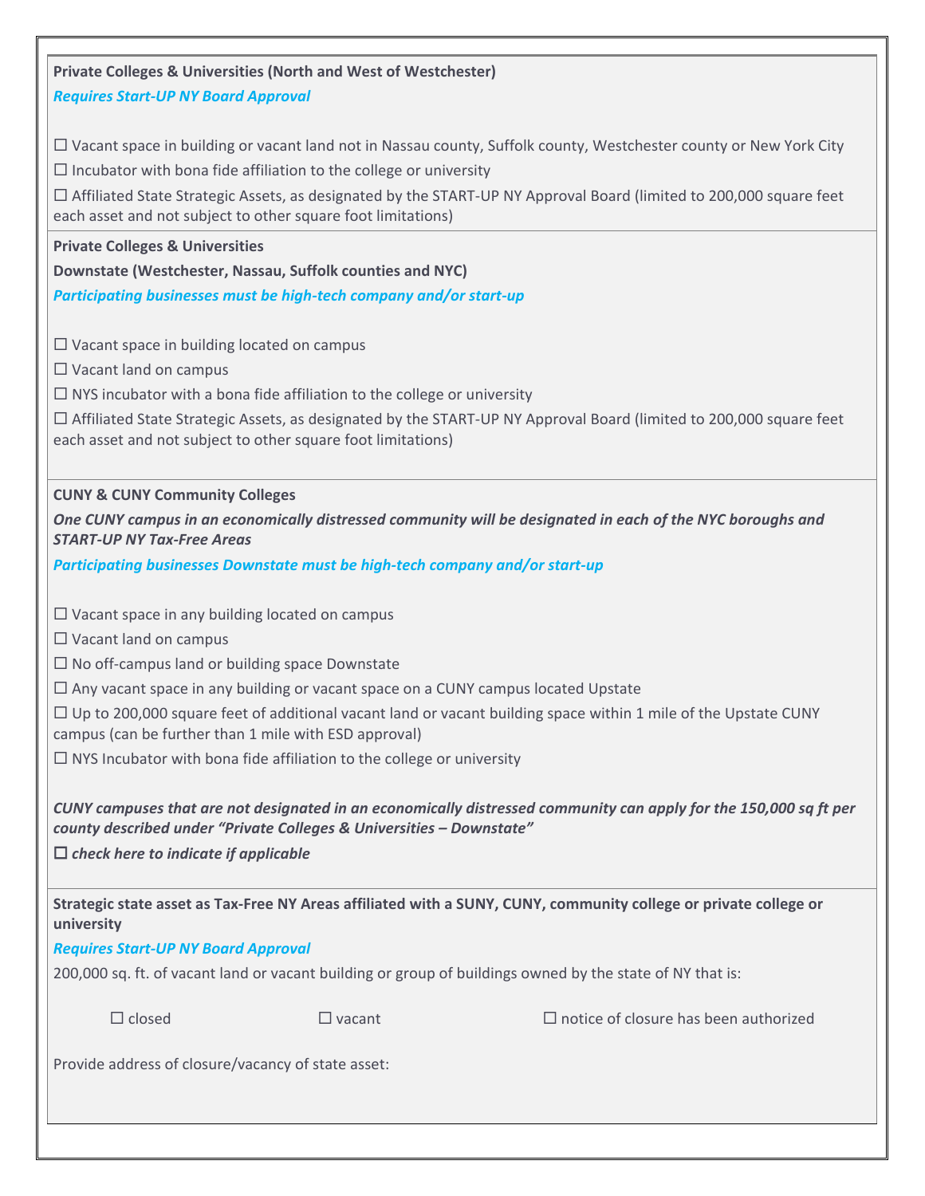**Private Colleges & Universities (North and West of Westchester)**

***Requires Start-UP NY Board Approval***

☐ Vacant space in building or vacant land not in Nassau county, Suffolk county, Westchester county or New York City

☐ Incubator with bona fide affiliation to the college or university

☐ Affiliated State Strategic Assets, as designated by the START-UP NY Approval Board (limited to 200,000 square feet each asset and not subject to other square foot limitations)

**Private Colleges & Universities**

**Downstate (Westchester, Nassau, Suffolk counties and NYC)**

***Participating businesses must be high-tech company and/or start-up***

☐ Vacant space in building located on campus

☐ Vacant land on campus

☐ NYS incubator with a bona fide affiliation to the college or university

☐ Affiliated State Strategic Assets, as designated by the START-UP NY Approval Board (limited to 200,000 square feet each asset and not subject to other square foot limitations)

**CUNY & CUNY Community Colleges**

***One CUNY campus in an economically distressed community will be designated in each of the NYC boroughs and START-UP NY Tax-Free Areas***

***Participating businesses Downstate must be high-tech company and/or start-up***

☐ Vacant space in any building located on campus

☐ Vacant land on campus

☐ No off-campus land or building space Downstate

☐ Any vacant space in any building or vacant space on a CUNY campus located Upstate

☐ Up to 200,000 square feet of additional vacant land or vacant building space within 1 mile of the Upstate CUNY campus (can be further than 1 mile with ESD approval)

☐ NYS Incubator with bona fide affiliation to the college or university

***CUNY campuses that are not designated in an economically distressed community can apply for the 150,000 sq ft per county described under "Private Colleges & Universities – Downstate"***

☐ ***check here to indicate if applicable***

**Strategic state asset as Tax-Free NY Areas affiliated with a SUNY, CUNY, community college or private college or university**

***Requires Start-UP NY Board Approval***

200,000 sq. ft. of vacant land or vacant building or group of buildings owned by the state of NY that is:

☐ closed ☐ vacant ☐ notice of closure has been authorized

Provide address of closure/vacancy of state asset: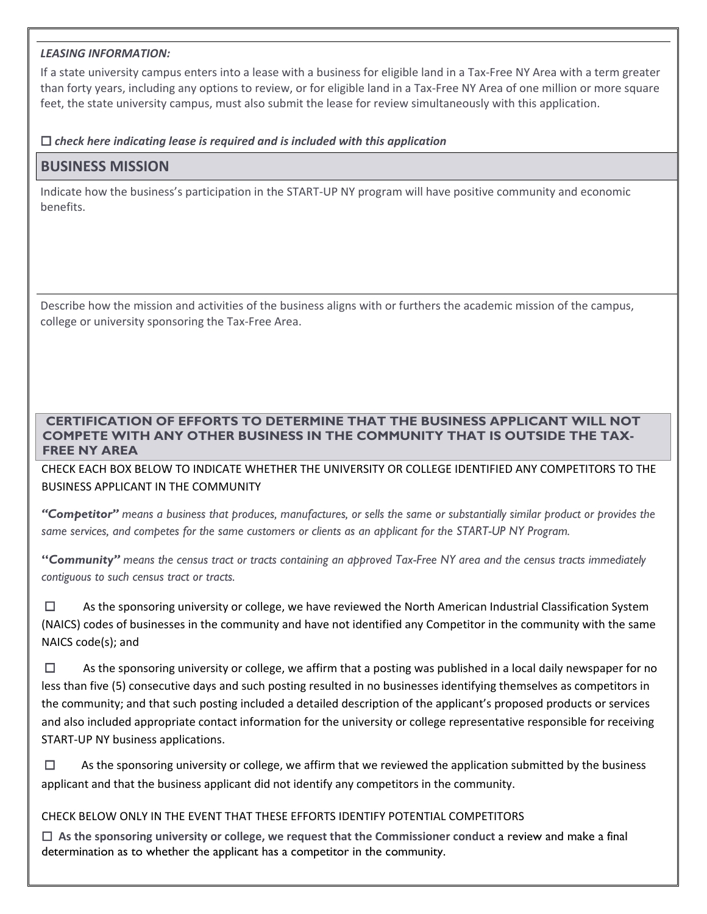***LEASING INFORMATION:***

If a state university campus enters into a lease with a business for eligible land in a Tax-Free NY Area with a term greater than forty years, including any options to review, or for eligible land in a Tax-Free NY Area of one million or more square feet, the state university campus, must also submit the lease for review simultaneously with this application.

☐ ***check here indicating lease is required and is included with this application***

## BUSINESS MISSION

Indicate how the business's participation in the START-UP NY program will have positive community and economic benefits.

Describe how the mission and activities of the business aligns with or furthers the academic mission of the campus, college or university sponsoring the Tax-Free Area.

## CERTIFICATION OF EFFORTS TO DETERMINE THAT THE BUSINESS APPLICANT WILL NOT COMPETE WITH ANY OTHER BUSINESS IN THE COMMUNITY THAT IS OUTSIDE THE TAX-FREE NY AREA

CHECK EACH BOX BELOW TO INDICATE WHETHER THE UNIVERSITY OR COLLEGE IDENTIFIED ANY COMPETITORS TO THE BUSINESS APPLICANT IN THE COMMUNITY

***"Competitor"*** *means a business that produces, manufactures, or sells the same or substantially similar product or provides the same services, and competes for the same customers or clients as an applicant for the START-UP NY Program.*

***"Community"*** *means the census tract or tracts containing an approved Tax-Free NY area and the census tracts immediately contiguous to such census tract or tracts.*

☐ As the sponsoring university or college, we have reviewed the North American Industrial Classification System (NAICS) codes of businesses in the community and have not identified any Competitor in the community with the same NAICS code(s); and

☐ As the sponsoring university or college, we affirm that a posting was published in a local daily newspaper for no less than five (5) consecutive days and such posting resulted in no businesses identifying themselves as competitors in the community; and that such posting included a detailed description of the applicant's proposed products or services and also included appropriate contact information for the university or college representative responsible for receiving START-UP NY business applications.

☐ As the sponsoring university or college, we affirm that we reviewed the application submitted by the business applicant and that the business applicant did not identify any competitors in the community.

CHECK BELOW ONLY IN THE EVENT THAT THESE EFFORTS IDENTIFY POTENTIAL COMPETITORS

☐ **As the sponsoring university or college, we request that the Commissioner conduct** a review and make a final determination as to whether the applicant has a competitor in the community.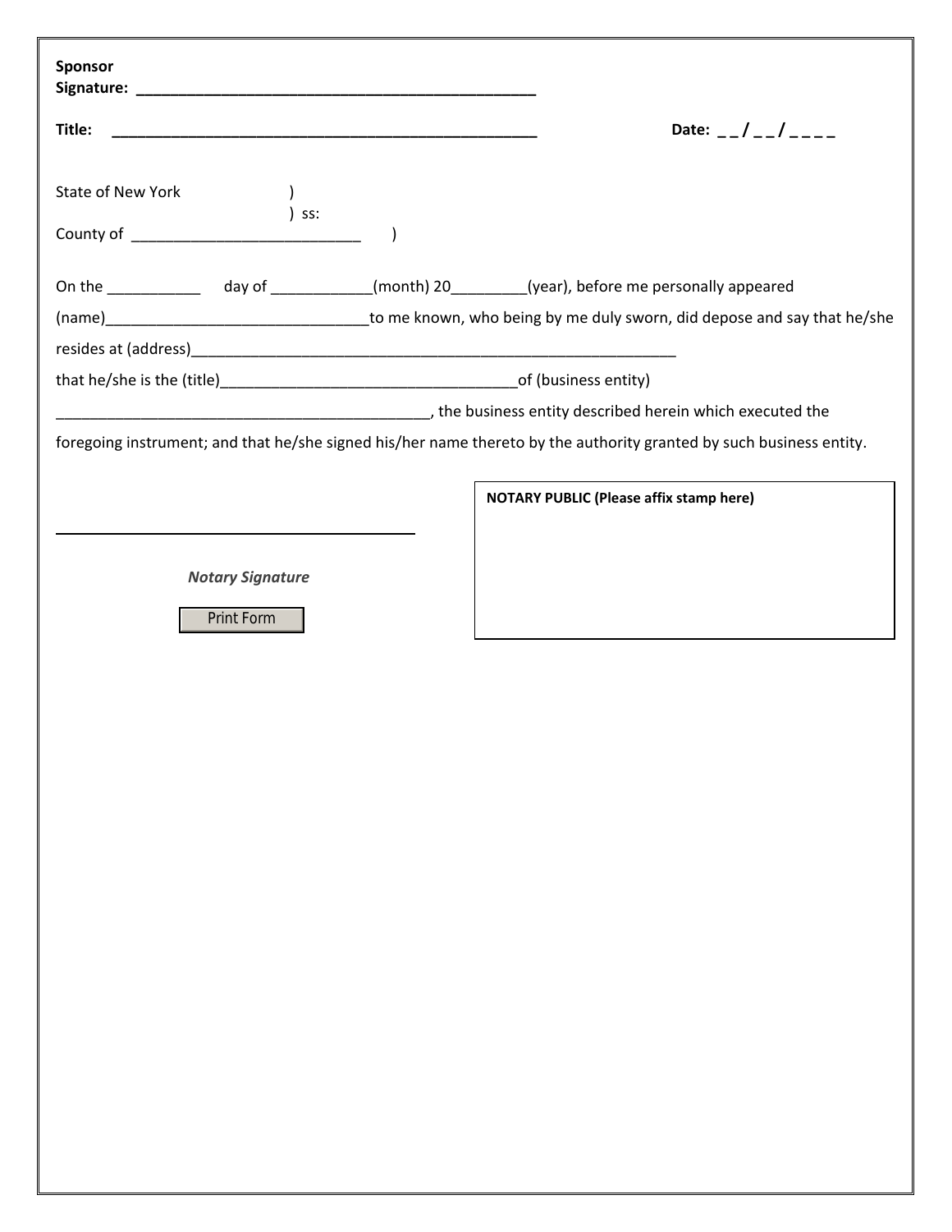**Sponsor Signature:** ________________________________________________

**Title:** ________________________________________________ **Date:** _ _ / _ _ / _ _ _ _

State of New York )
) ss:
County of __________________________ )

On the ___________ day of ____________(month) 20_________(year), before me personally appeared (name)________________________________to me known, who being by me duly sworn, did depose and say that he/she resides at (address)____________________________________________________________ that he/she is the (title)____________________________________of (business entity) ______________________________________________, the business entity described herein which executed the foregoing instrument; and that he/she signed his/her name thereto by the authority granted by such business entity.

______________________________________________

***Notary Signature***

Print Form

**NOTARY PUBLIC (Please affix stamp here)**